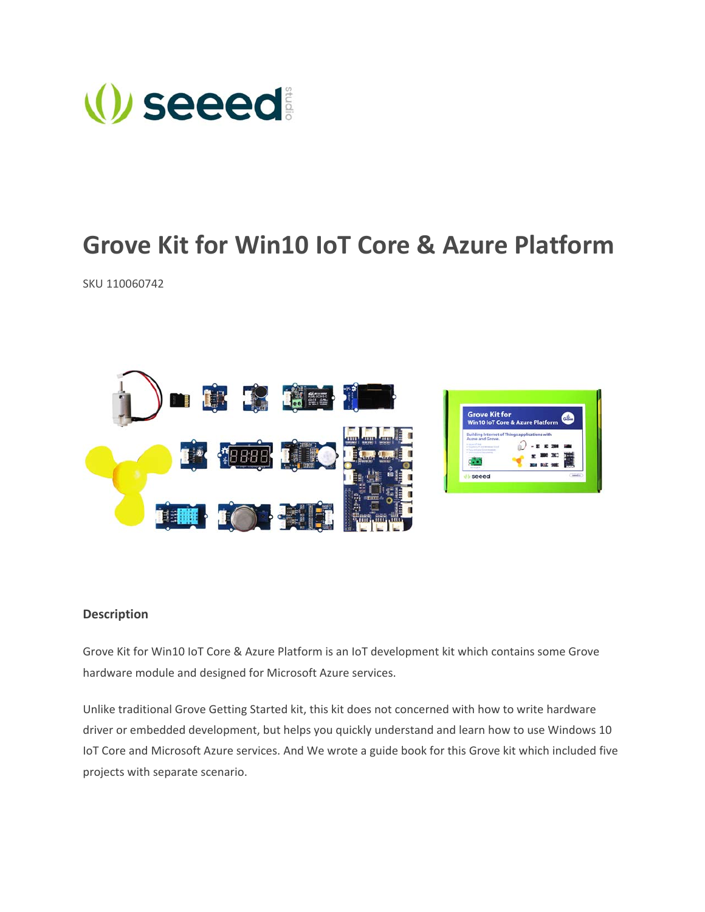# Grove Kit for Win10 IoT Core & Azure Platform

SKU 110060742

**Description**

Grove Kit for Win10 IoT Core & Azure Platform is an IoT development kit which contains some Grove hardware module and designed for Microsoft Azure services.

Unlike traditional Grove Getting Started kit, this kit does not concerned with how to write hardware driver or embedded development, but helps you quickly understand and learn how to use Windows 10 IoT Core and Microsoft Azure services. And We wrote a guide book for this Grove kit which included five projects with separate scenario.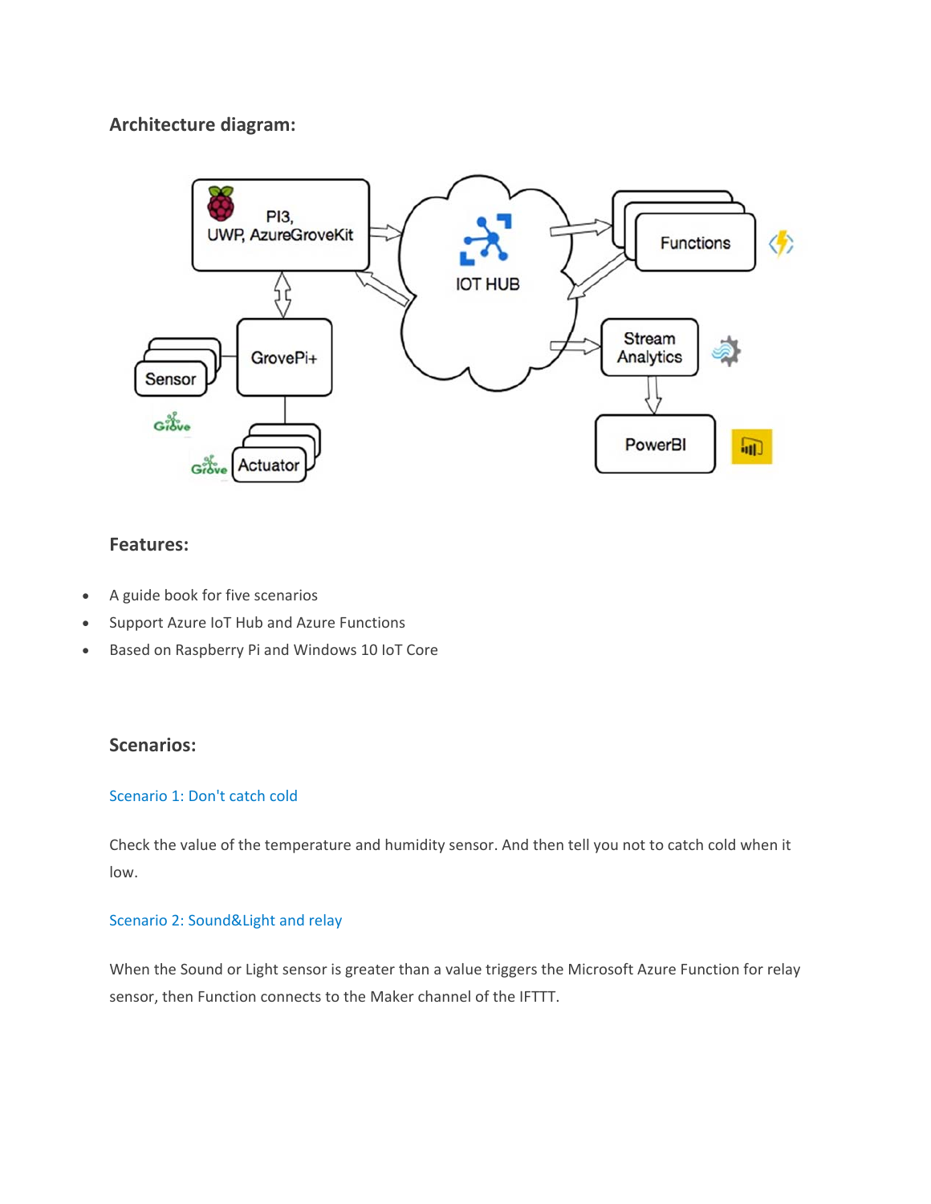### Architecture diagram:

### Features:

- A guide book for five scenarios
- Support Azure IoT Hub and Azure Functions
- Based on Raspberry Pi and Windows 10 IoT Core

### Scenarios:

#### Scenario 1: Don't catch cold

Check the value of the temperature and humidity sensor. And then tell you not to catch cold when it low.

#### Scenario 2: Sound&Light and relay

When the Sound or Light sensor is greater than a value triggers the Microsoft Azure Function for relay sensor, then Function connects to the Maker channel of the IFTTT.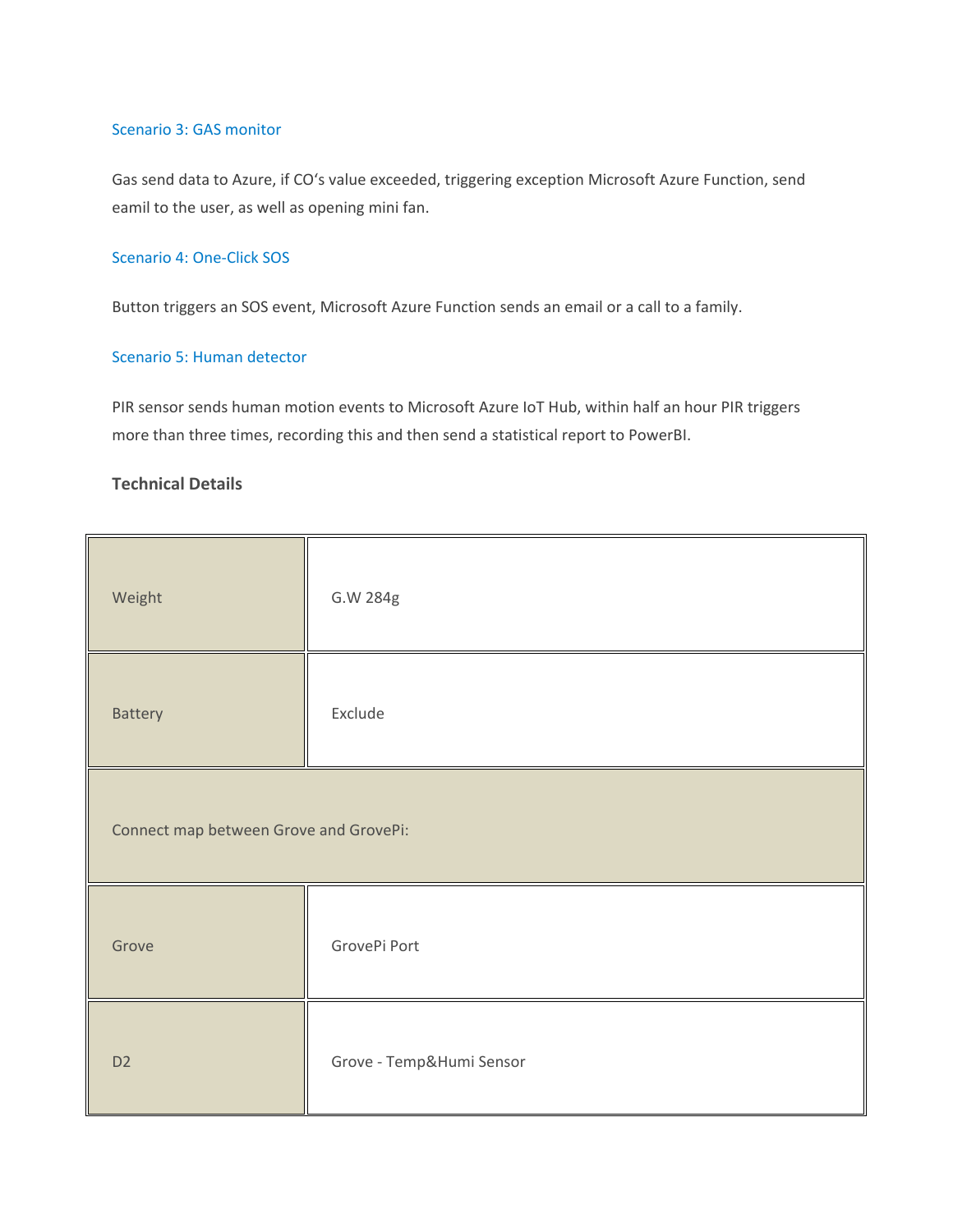### Scenario 3: GAS monitor

Gas send data to Azure, if CO's value exceeded, triggering exception Microsoft Azure Function, send eamil to the user, as well as opening mini fan.

### Scenario 4: One-Click SOS

Button triggers an SOS event, Microsoft Azure Function sends an email or a call to a family.

### Scenario 5: Human detector

PIR sensor sends human motion events to Microsoft Azure IoT Hub, within half an hour PIR triggers more than three times, recording this and then send a statistical report to PowerBI.

**Technical Details**

| Weight | G.W 284g |
|---|---|
| Battery | Exclude |
| Connect map between Grove and GrovePi: | |
| Grove | GrovePi Port |
| D2 | Grove - Temp&Humi Sensor |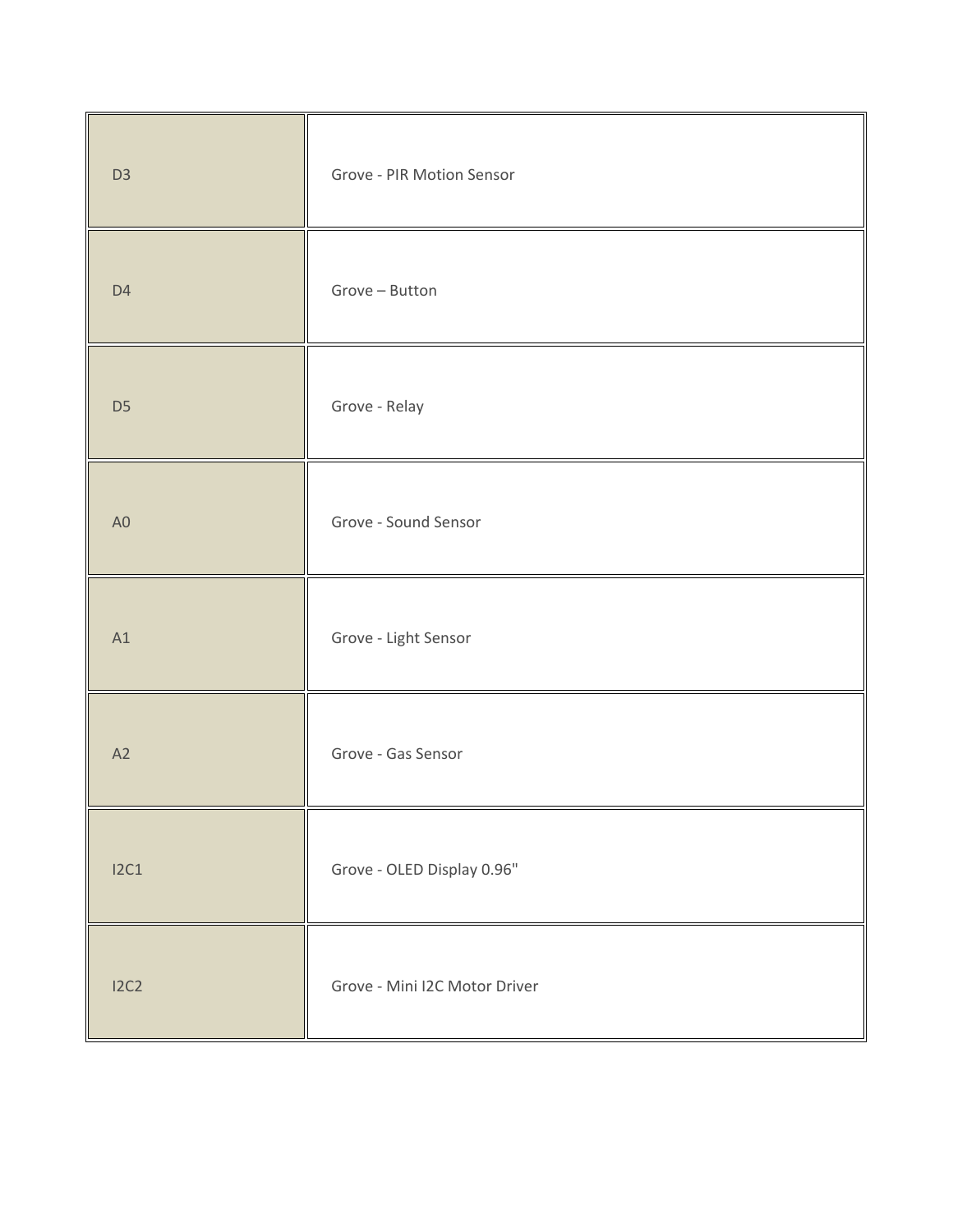| | |
|---|---|
| D3 | Grove - PIR Motion Sensor |
| D4 | Grove – Button |
| D5 | Grove - Relay |
| A0 | Grove - Sound Sensor |
| A1 | Grove - Light Sensor |
| A2 | Grove - Gas Sensor |
| I2C1 | Grove - OLED Display 0.96" |
| I2C2 | Grove - Mini I2C Motor Driver |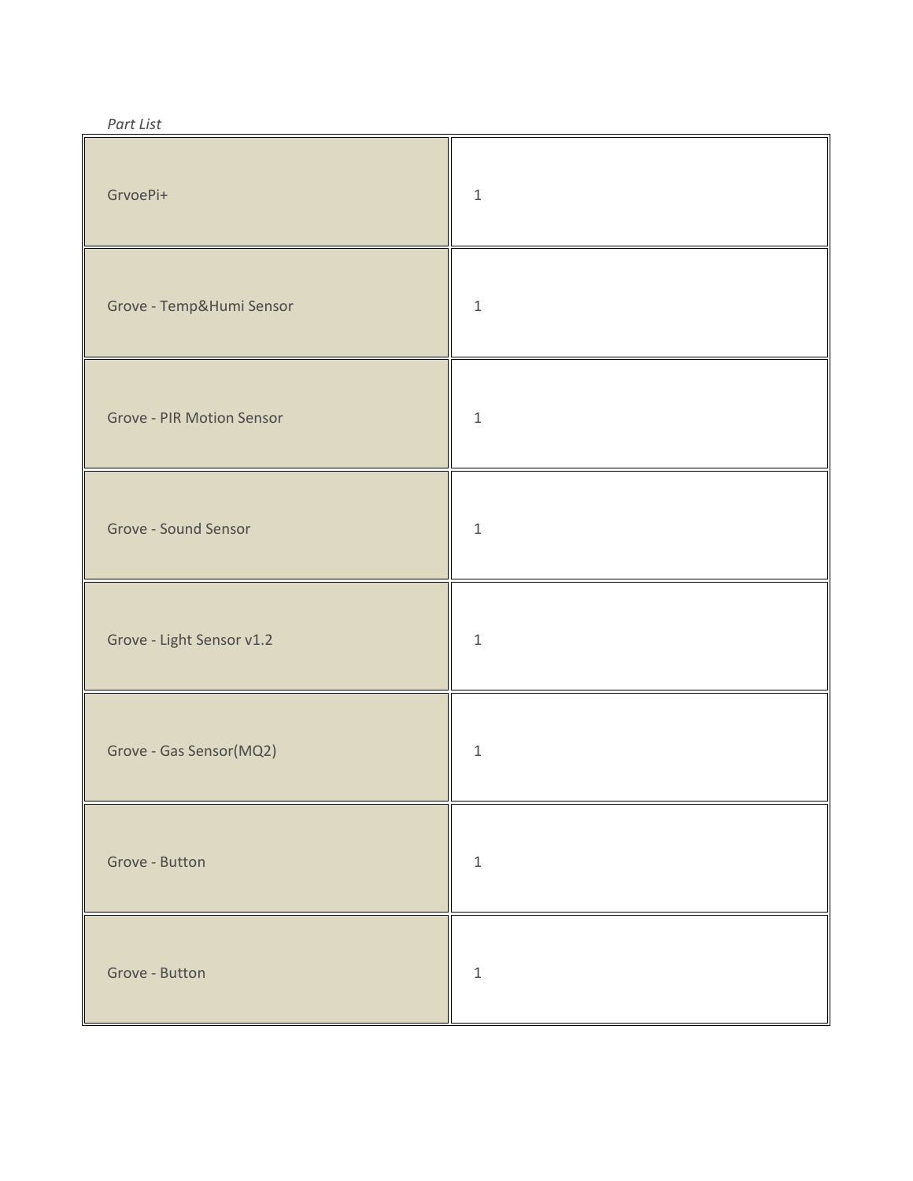*Part List*

| | |
|---|---|
| GrvoePi+ | 1 |
| Grove - Temp&Humi Sensor | 1 |
| Grove - PIR Motion Sensor | 1 |
| Grove - Sound Sensor | 1 |
| Grove - Light Sensor v1.2 | 1 |
| Grove - Gas Sensor(MQ2) | 1 |
| Grove - Button | 1 |
| Grove - Button | 1 |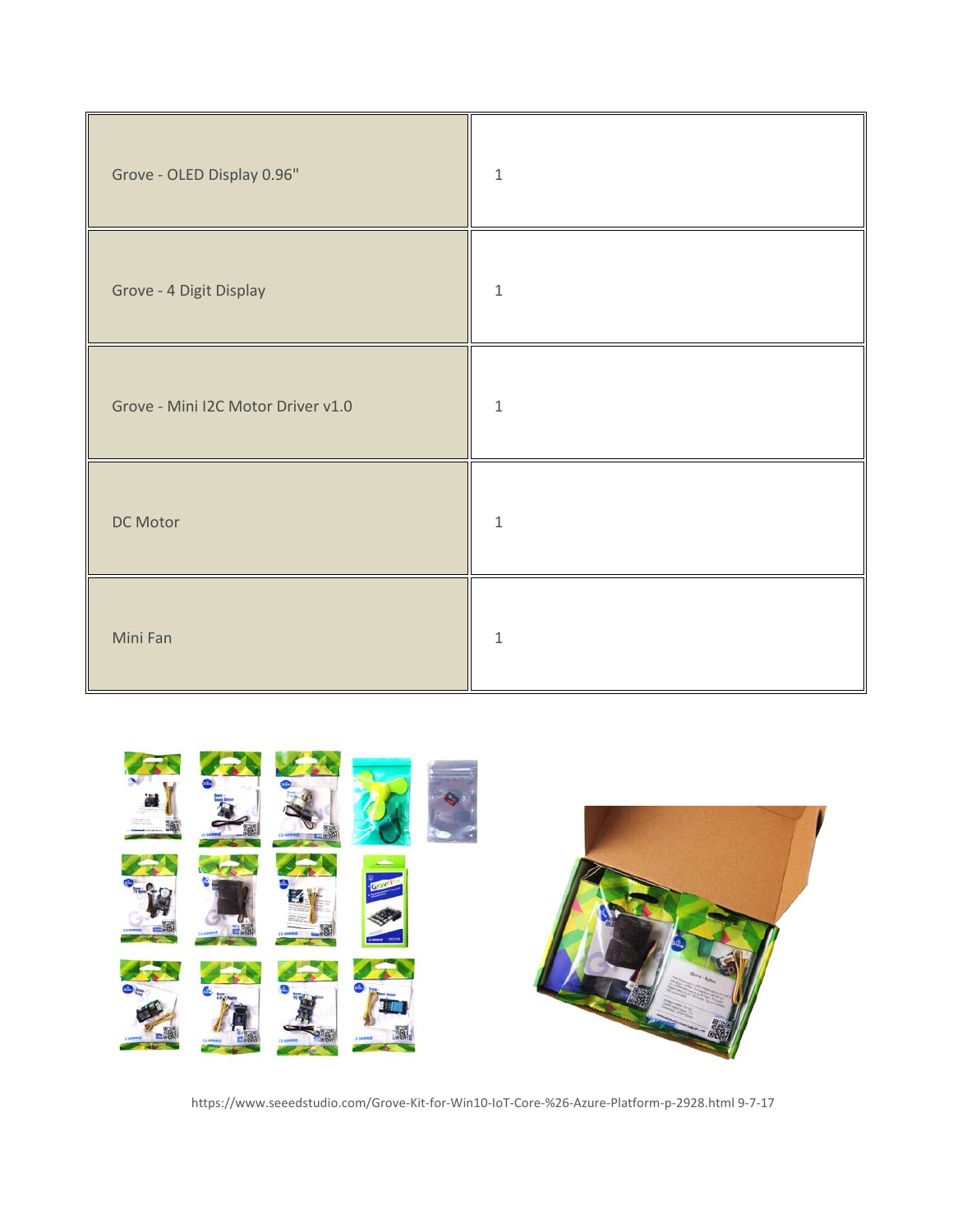| | |
|---|---|
| Grove - OLED Display 0.96" | 1 |
| Grove - 4 Digit Display | 1 |
| Grove - Mini I2C Motor Driver v1.0 | 1 |
| DC Motor | 1 |
| Mini Fan | 1 |

https://www.seeedstudio.com/Grove-Kit-for-Win10-IoT-Core-%26-Azure-Platform-p-2928.html 9-7-17